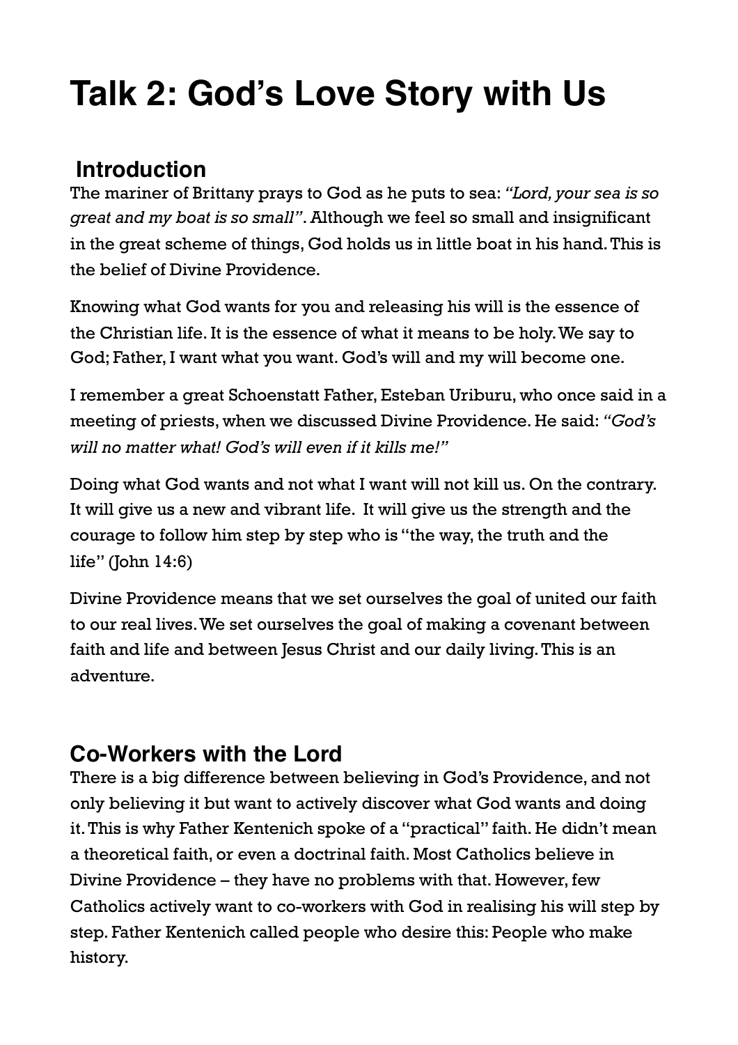# Talk 2: God's Love Story with Us

## Introduction

The mariner of Brittany prays to God as he puts to sea: *"Lord, your sea is so great and my boat is so small"*. Although we feel so small and insignificant in the great scheme of things, God holds us in little boat in his hand. This is the belief of Divine Providence.

Knowing what God wants for you and releasing his will is the essence of the Christian life. It is the essence of what it means to be holy. We say to God; Father, I want what you want. God's will and my will become one.

I remember a great Schoenstatt Father, Esteban Uriburu, who once said in a meeting of priests, when we discussed Divine Providence. He said: *"God's will no matter what! God's will even if it kills me!"*

Doing what God wants and not what I want will not kill us. On the contrary. It will give us a new and vibrant life. It will give us the strength and the courage to follow him step by step who is "the way, the truth and the life" (John 14:6)

Divine Providence means that we set ourselves the goal of united our faith to our real lives. We set ourselves the goal of making a covenant between faith and life and between Jesus Christ and our daily living. This is an adventure.

## Co-Workers with the Lord

There is a big difference between believing in God's Providence, and not only believing it but want to actively discover what God wants and doing it. This is why Father Kentenich spoke of a "practical" faith. He didn't mean a theoretical faith, or even a doctrinal faith. Most Catholics believe in Divine Providence – they have no problems with that. However, few Catholics actively want to co-workers with God in realising his will step by step. Father Kentenich called people who desire this: People who make history.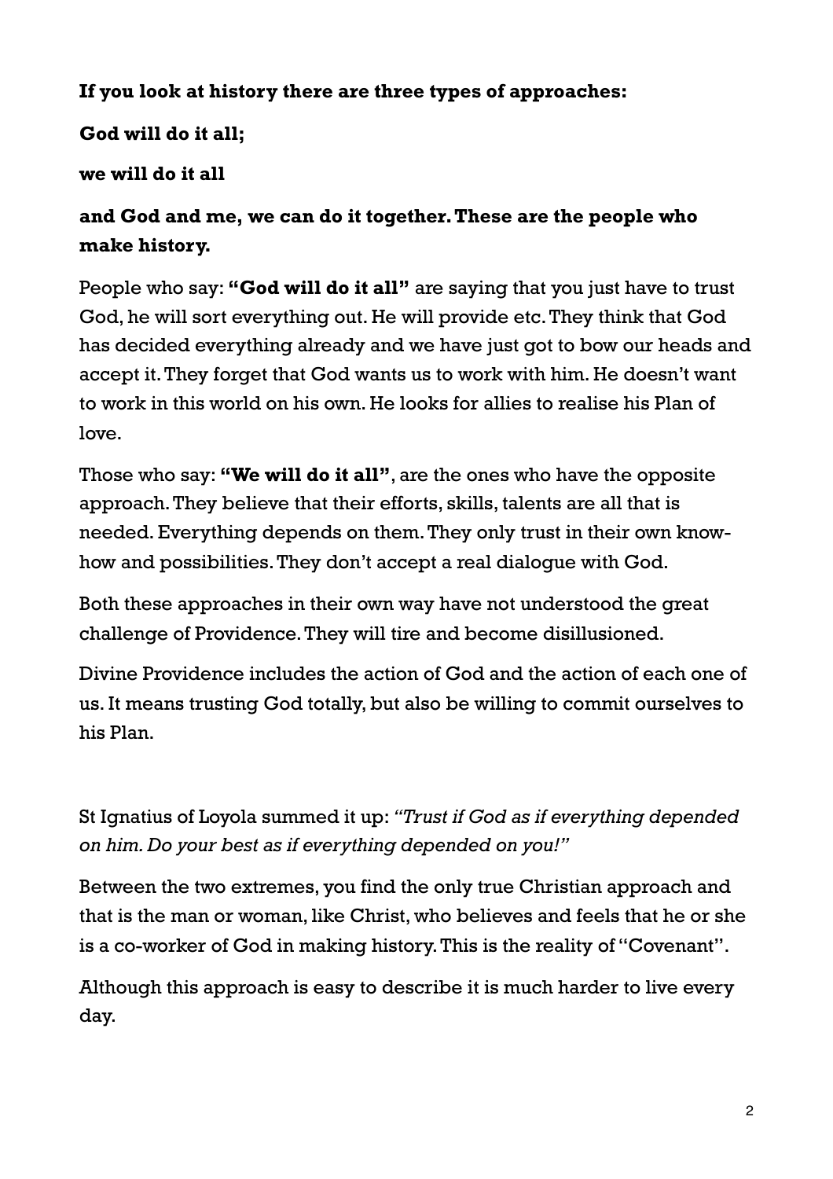**If you look at history there are three types of approaches:**

**God will do it all;**

**we will do it all**

**and God and me, we can do it together. These are the people who make history.**

People who say: **"God will do it all"** are saying that you just have to trust God, he will sort everything out. He will provide etc. They think that God has decided everything already and we have just got to bow our heads and accept it. They forget that God wants us to work with him. He doesn't want to work in this world on his own. He looks for allies to realise his Plan of love.

Those who say: **"We will do it all"**, are the ones who have the opposite approach. They believe that their efforts, skills, talents are all that is needed. Everything depends on them. They only trust in their own know-how and possibilities. They don't accept a real dialogue with God.

Both these approaches in their own way have not understood the great challenge of Providence. They will tire and become disillusioned.

Divine Providence includes the action of God and the action of each one of us. It means trusting God totally, but also be willing to commit ourselves to his Plan.

St Ignatius of Loyola summed it up: *"Trust if God as if everything depended on him. Do your best as if everything depended on you!"*

Between the two extremes, you find the only true Christian approach and that is the man or woman, like Christ, who believes and feels that he or she is a co-worker of God in making history. This is the reality of "Covenant".

Although this approach is easy to describe it is much harder to live every day.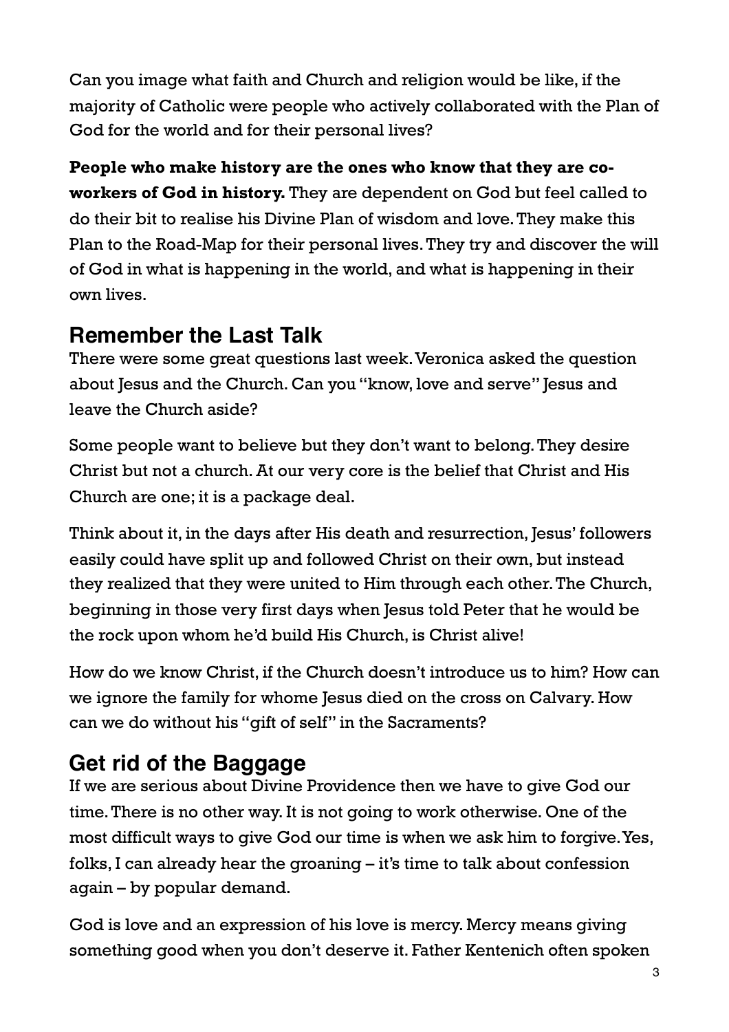Can you image what faith and Church and religion would be like, if the majority of Catholic were people who actively collaborated with the Plan of God for the world and for their personal lives?

**People who make history are the ones who know that they are co-workers of God in history.** They are dependent on God but feel called to do their bit to realise his Divine Plan of wisdom and love. They make this Plan to the Road-Map for their personal lives. They try and discover the will of God in what is happening in the world, and what is happening in their own lives.

## Remember the Last Talk

There were some great questions last week. Veronica asked the question about Jesus and the Church. Can you "know, love and serve" Jesus and leave the Church aside?

Some people want to believe but they don't want to belong. They desire Christ but not a church. At our very core is the belief that Christ and His Church are one; it is a package deal.

Think about it, in the days after His death and resurrection, Jesus' followers easily could have split up and followed Christ on their own, but instead they realized that they were united to Him through each other. The Church, beginning in those very first days when Jesus told Peter that he would be the rock upon whom he'd build His Church, is Christ alive!

How do we know Christ, if the Church doesn't introduce us to him? How can we ignore the family for whome Jesus died on the cross on Calvary. How can we do without his "gift of self" in the Sacraments?

## Get rid of the Baggage

If we are serious about Divine Providence then we have to give God our time. There is no other way. It is not going to work otherwise. One of the most difficult ways to give God our time is when we ask him to forgive. Yes, folks, I can already hear the groaning – it's time to talk about confession again – by popular demand.

God is love and an expression of his love is mercy. Mercy means giving something good when you don't deserve it. Father Kentenich often spoken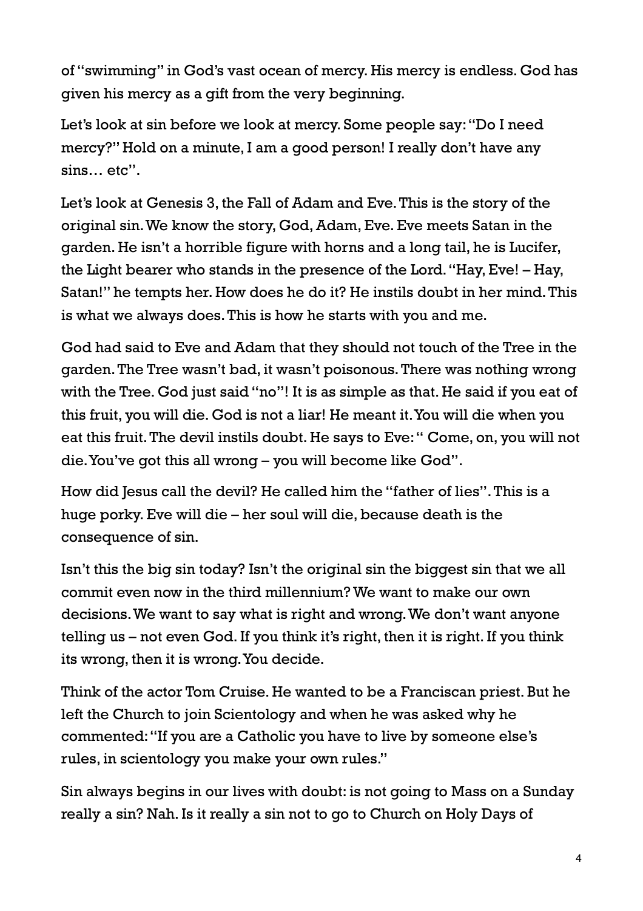of "swimming" in God's vast ocean of mercy. His mercy is endless. God has given his mercy as a gift from the very beginning.

Let's look at sin before we look at mercy. Some people say: "Do I need mercy?" Hold on a minute, I am a good person! I really don't have any sins… etc".

Let's look at Genesis 3, the Fall of Adam and Eve. This is the story of the original sin. We know the story, God, Adam, Eve. Eve meets Satan in the garden. He isn't a horrible figure with horns and a long tail, he is Lucifer, the Light bearer who stands in the presence of the Lord. "Hay, Eve! – Hay, Satan!" he tempts her. How does he do it? He instils doubt in her mind. This is what we always does. This is how he starts with you and me.

God had said to Eve and Adam that they should not touch of the Tree in the garden. The Tree wasn't bad, it wasn't poisonous. There was nothing wrong with the Tree. God just said "no"! It is as simple as that. He said if you eat of this fruit, you will die. God is not a liar! He meant it. You will die when you eat this fruit. The devil instils doubt. He says to Eve: " Come, on, you will not die. You've got this all wrong – you will become like God".

How did Jesus call the devil? He called him the "father of lies". This is a huge porky. Eve will die – her soul will die, because death is the consequence of sin.

Isn't this the big sin today? Isn't the original sin the biggest sin that we all commit even now in the third millennium? We want to make our own decisions. We want to say what is right and wrong. We don't want anyone telling us – not even God. If you think it's right, then it is right. If you think its wrong, then it is wrong. You decide.

Think of the actor Tom Cruise. He wanted to be a Franciscan priest. But he left the Church to join Scientology and when he was asked why he commented: "If you are a Catholic you have to live by someone else's rules, in scientology you make your own rules."

Sin always begins in our lives with doubt: is not going to Mass on a Sunday really a sin? Nah. Is it really a sin not to go to Church on Holy Days of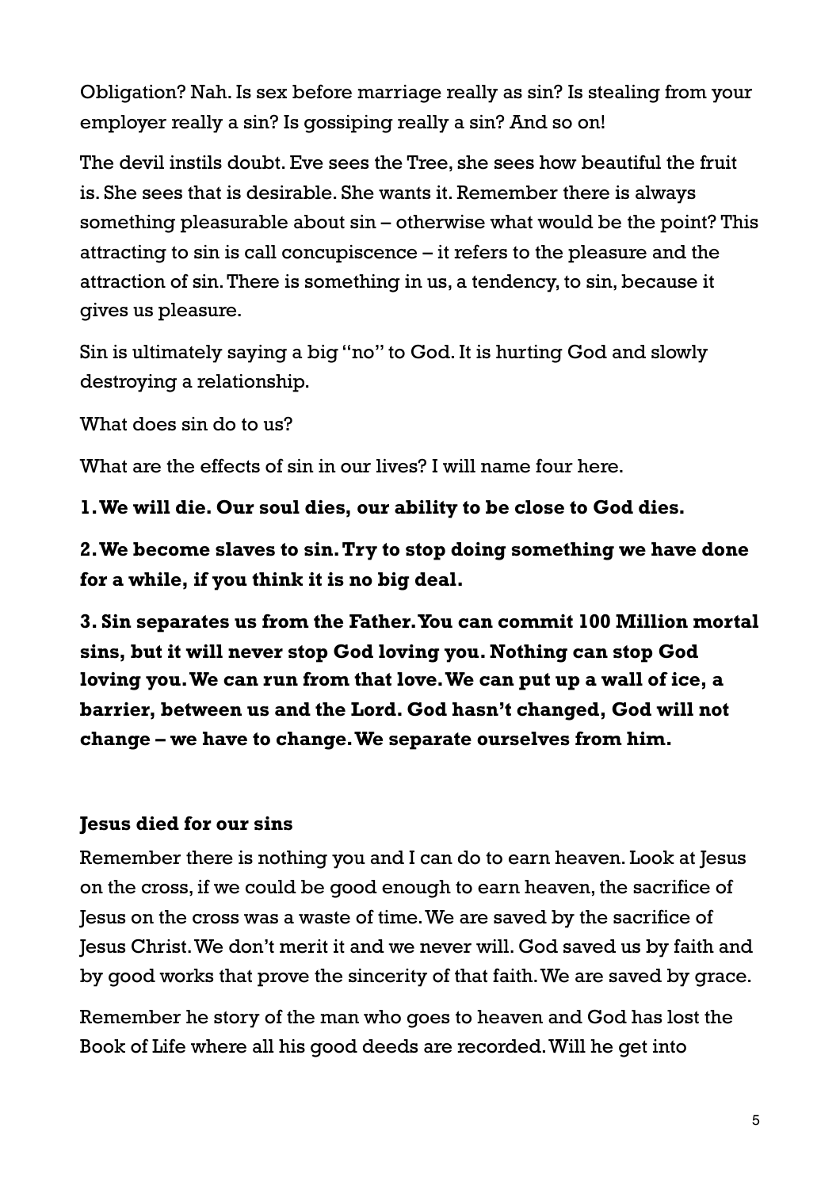Obligation? Nah. Is sex before marriage really as sin? Is stealing from your employer really a sin? Is gossiping really a sin? And so on!

The devil instils doubt. Eve sees the Tree, she sees how beautiful the fruit is. She sees that is desirable. She wants it. Remember there is always something pleasurable about sin – otherwise what would be the point? This attracting to sin is call concupiscence – it refers to the pleasure and the attraction of sin. There is something in us, a tendency, to sin, because it gives us pleasure.

Sin is ultimately saying a big "no" to God. It is hurting God and slowly destroying a relationship.

What does sin do to us?

What are the effects of sin in our lives? I will name four here.

**1. We will die. Our soul dies, our ability to be close to God dies.**

**2. We become slaves to sin. Try to stop doing something we have done for a while, if you think it is no big deal.**

**3. Sin separates us from the Father. You can commit 100 Million mortal sins, but it will never stop God loving you. Nothing can stop God loving you. We can run from that love. We can put up a wall of ice, a barrier, between us and the Lord. God hasn't changed, God will not change – we have to change. We separate ourselves from him.**

**Jesus died for our sins**

Remember there is nothing you and I can do to earn heaven. Look at Jesus on the cross, if we could be good enough to earn heaven, the sacrifice of Jesus on the cross was a waste of time. We are saved by the sacrifice of Jesus Christ. We don't merit it and we never will. God saved us by faith and by good works that prove the sincerity of that faith. We are saved by grace.

Remember he story of the man who goes to heaven and God has lost the Book of Life where all his good deeds are recorded. Will he get into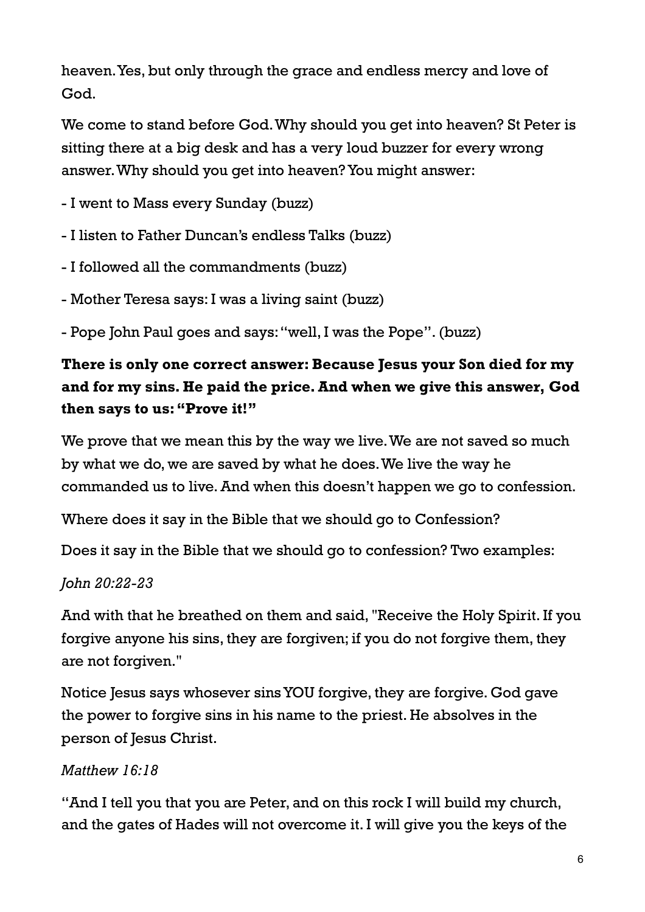heaven. Yes, but only through the grace and endless mercy and love of God.

We come to stand before God. Why should you get into heaven? St Peter is sitting there at a big desk and has a very loud buzzer for every wrong answer. Why should you get into heaven? You might answer:

- I went to Mass every Sunday (buzz)
- I listen to Father Duncan's endless Talks (buzz)
- I followed all the commandments (buzz)
- Mother Teresa says: I was a living saint (buzz)
- Pope John Paul goes and says: "well, I was the Pope". (buzz)

**There is only one correct answer: Because Jesus your Son died for my and for my sins. He paid the price. And when we give this answer, God then says to us: "Prove it!"**

We prove that we mean this by the way we live. We are not saved so much by what we do, we are saved by what he does. We live the way he commanded us to live. And when this doesn't happen we go to confession.

Where does it say in the Bible that we should go to Confession?

Does it say in the Bible that we should go to confession? Two examples:

*John 20:22-23*

And with that he breathed on them and said, "Receive the Holy Spirit. If you forgive anyone his sins, they are forgiven; if you do not forgive them, they are not forgiven."

Notice Jesus says whosever sins YOU forgive, they are forgive. God gave the power to forgive sins in his name to the priest. He absolves in the person of Jesus Christ.

*Matthew 16:18*

"And I tell you that you are Peter, and on this rock I will build my church, and the gates of Hades will not overcome it. I will give you the keys of the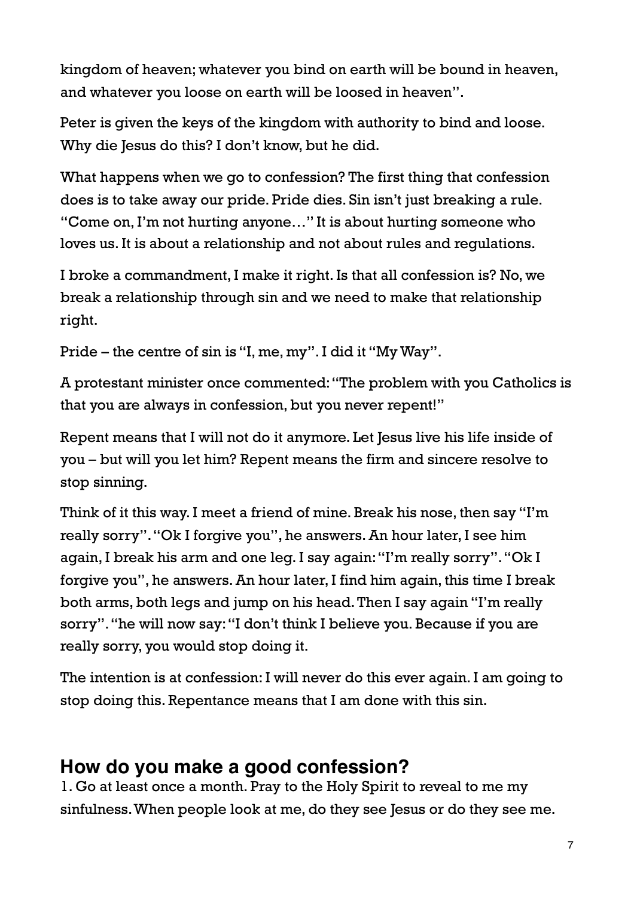kingdom of heaven; whatever you bind on earth will be bound in heaven, and whatever you loose on earth will be loosed in heaven".

Peter is given the keys of the kingdom with authority to bind and loose. Why die Jesus do this? I don't know, but he did.

What happens when we go to confession? The first thing that confession does is to take away our pride. Pride dies. Sin isn't just breaking a rule. "Come on, I'm not hurting anyone…" It is about hurting someone who loves us. It is about a relationship and not about rules and regulations.

I broke a commandment, I make it right. Is that all confession is? No, we break a relationship through sin and we need to make that relationship right.

Pride – the centre of sin is "I, me, my". I did it "My Way".

A protestant minister once commented: "The problem with you Catholics is that you are always in confession, but you never repent!"

Repent means that I will not do it anymore. Let Jesus live his life inside of you – but will you let him? Repent means the firm and sincere resolve to stop sinning.

Think of it this way. I meet a friend of mine. Break his nose, then say "I'm really sorry". "Ok I forgive you", he answers. An hour later, I see him again, I break his arm and one leg. I say again: "I'm really sorry". "Ok I forgive you", he answers. An hour later, I find him again, this time I break both arms, both legs and jump on his head. Then I say again "I'm really sorry". "he will now say: "I don't think I believe you. Because if you are really sorry, you would stop doing it.

The intention is at confession: I will never do this ever again. I am going to stop doing this. Repentance means that I am done with this sin.

## How do you make a good confession?

1. Go at least once a month. Pray to the Holy Spirit to reveal to me my sinfulness. When people look at me, do they see Jesus or do they see me.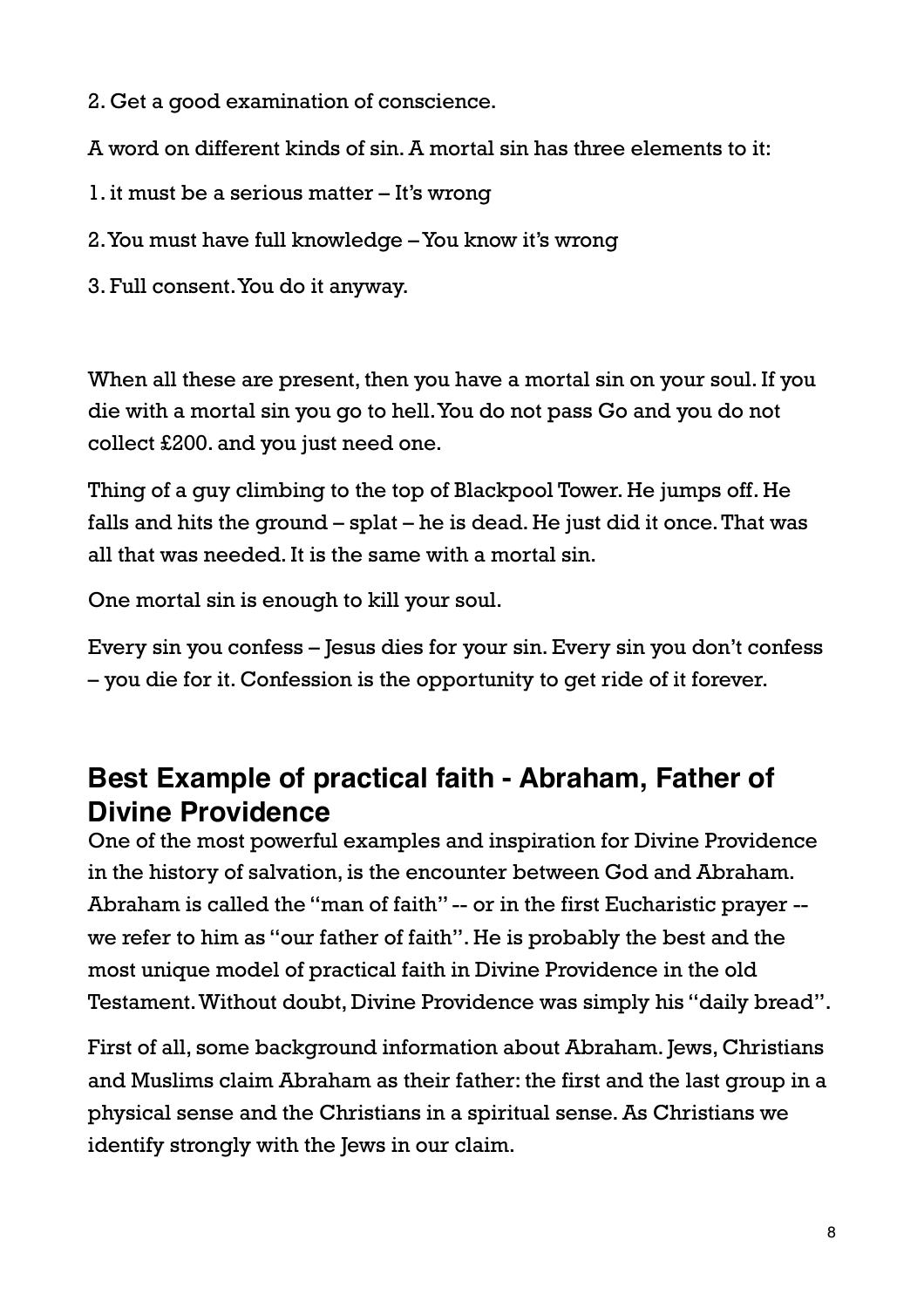2. Get a good examination of conscience.

A word on different kinds of sin. A mortal sin has three elements to it:

1. it must be a serious matter – It's wrong

2. You must have full knowledge – You know it's wrong

3. Full consent. You do it anyway.

When all these are present, then you have a mortal sin on your soul. If you die with a mortal sin you go to hell. You do not pass Go and you do not collect £200. and you just need one.

Thing of a guy climbing to the top of Blackpool Tower. He jumps off. He falls and hits the ground – splat – he is dead. He just did it once. That was all that was needed. It is the same with a mortal sin.

One mortal sin is enough to kill your soul.

Every sin you confess – Jesus dies for your sin. Every sin you don't confess – you die for it. Confession is the opportunity to get ride of it forever.

## Best Example of practical faith - Abraham, Father of Divine Providence

One of the most powerful examples and inspiration for Divine Providence in the history of salvation, is the encounter between God and Abraham. Abraham is called the "man of faith" -- or in the first Eucharistic prayer -- we refer to him as "our father of faith". He is probably the best and the most unique model of practical faith in Divine Providence in the old Testament. Without doubt, Divine Providence was simply his "daily bread".

First of all, some background information about Abraham. Jews, Christians and Muslims claim Abraham as their father: the first and the last group in a physical sense and the Christians in a spiritual sense. As Christians we identify strongly with the Jews in our claim.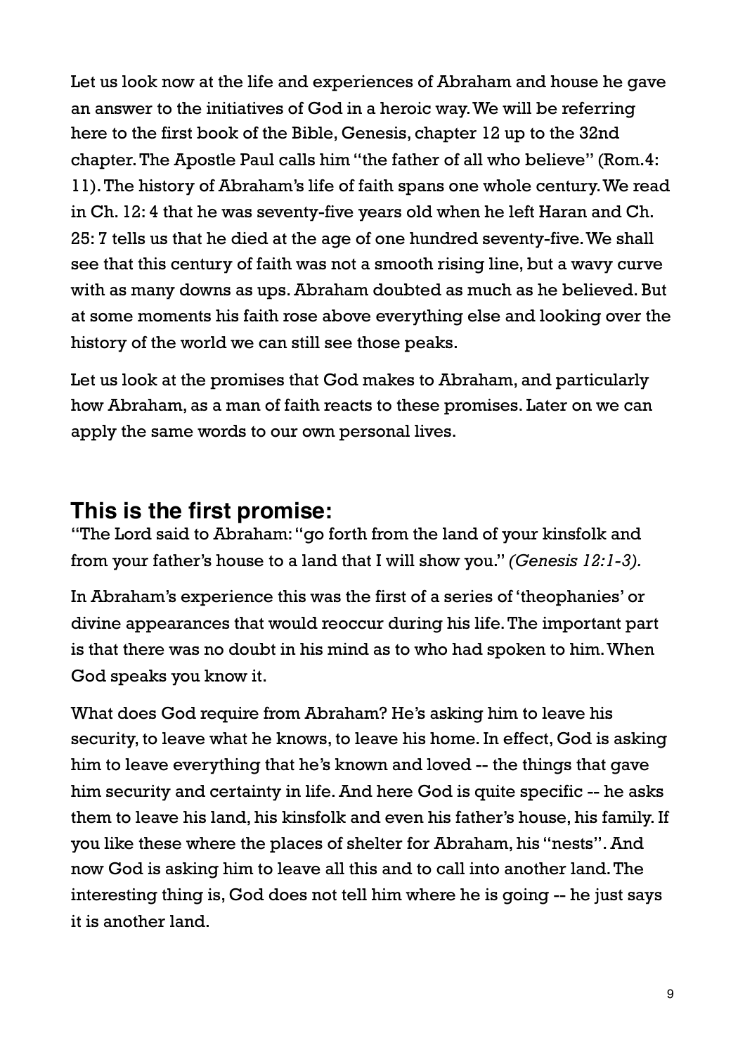Let us look now at the life and experiences of Abraham and house he gave an answer to the initiatives of God in a heroic way. We will be referring here to the first book of the Bible, Genesis, chapter 12 up to the 32nd chapter. The Apostle Paul calls him "the father of all who believe" (Rom.4: 11). The history of Abraham's life of faith spans one whole century. We read in Ch. 12: 4 that he was seventy-five years old when he left Haran and Ch. 25: 7 tells us that he died at the age of one hundred seventy-five. We shall see that this century of faith was not a smooth rising line, but a wavy curve with as many downs as ups. Abraham doubted as much as he believed. But at some moments his faith rose above everything else and looking over the history of the world we can still see those peaks.

Let us look at the promises that God makes to Abraham, and particularly how Abraham, as a man of faith reacts to these promises. Later on we can apply the same words to our own personal lives.

## This is the first promise:

"The Lord said to Abraham: "go forth from the land of your kinsfolk and from your father's house to a land that I will show you." *(Genesis 12:1-3).*

In Abraham's experience this was the first of a series of 'theophanies' or divine appearances that would reoccur during his life. The important part is that there was no doubt in his mind as to who had spoken to him. When God speaks you know it.

What does God require from Abraham? He's asking him to leave his security, to leave what he knows, to leave his home. In effect, God is asking him to leave everything that he's known and loved -- the things that gave him security and certainty in life. And here God is quite specific -- he asks them to leave his land, his kinsfolk and even his father's house, his family. If you like these where the places of shelter for Abraham, his "nests". And now God is asking him to leave all this and to call into another land. The interesting thing is, God does not tell him where he is going -- he just says it is another land.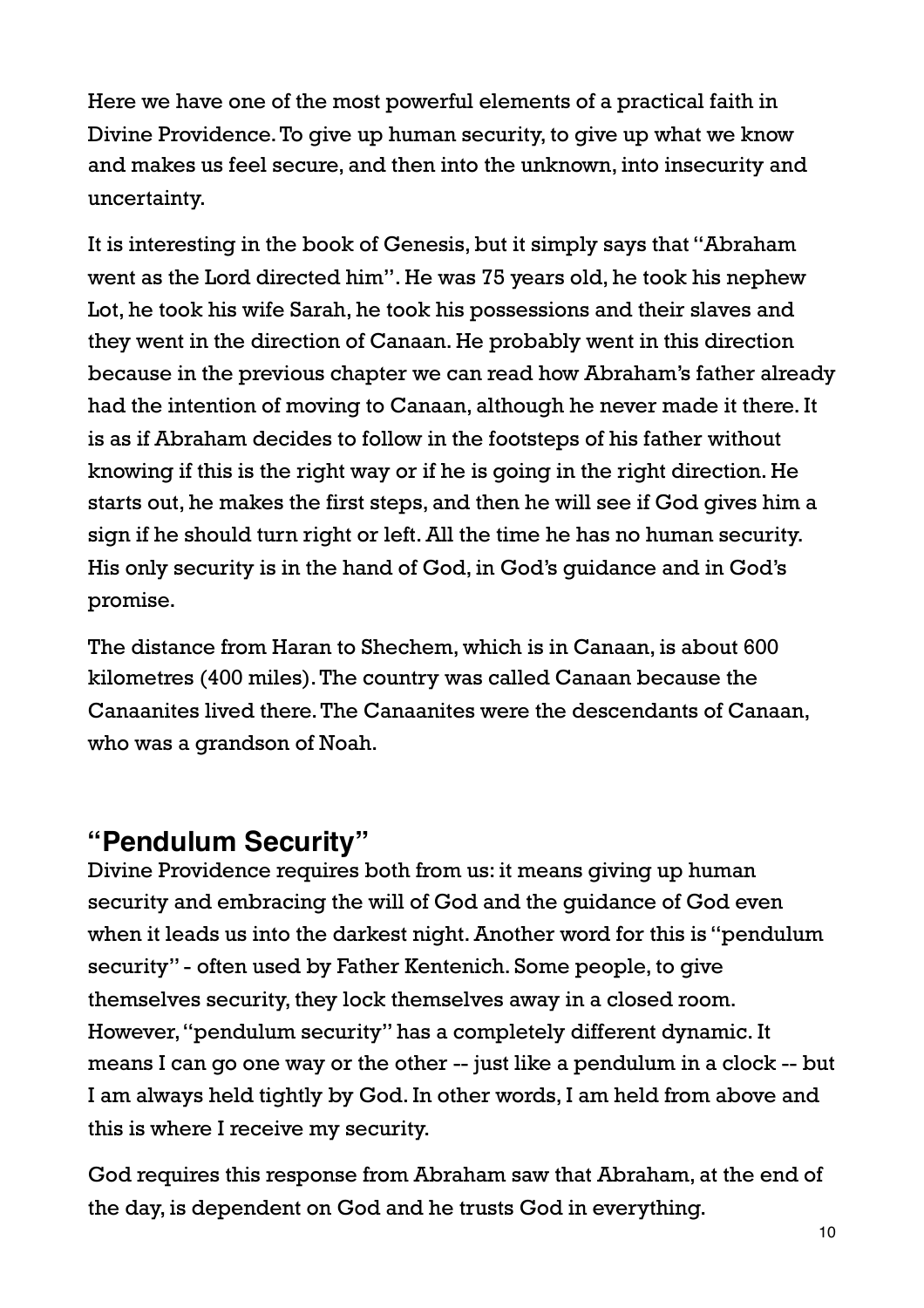Here we have one of the most powerful elements of a practical faith in Divine Providence. To give up human security, to give up what we know and makes us feel secure, and then into the unknown, into insecurity and uncertainty.

It is interesting in the book of Genesis, but it simply says that "Abraham went as the Lord directed him". He was 75 years old, he took his nephew Lot, he took his wife Sarah, he took his possessions and their slaves and they went in the direction of Canaan. He probably went in this direction because in the previous chapter we can read how Abraham's father already had the intention of moving to Canaan, although he never made it there. It is as if Abraham decides to follow in the footsteps of his father without knowing if this is the right way or if he is going in the right direction. He starts out, he makes the first steps, and then he will see if God gives him a sign if he should turn right or left. All the time he has no human security. His only security is in the hand of God, in God's guidance and in God's promise.

The distance from Haran to Shechem, which is in Canaan, is about 600 kilometres (400 miles). The country was called Canaan because the Canaanites lived there. The Canaanites were the descendants of Canaan, who was a grandson of Noah.

## "Pendulum Security"

Divine Providence requires both from us: it means giving up human security and embracing the will of God and the guidance of God even when it leads us into the darkest night. Another word for this is "pendulum security" - often used by Father Kentenich. Some people, to give themselves security, they lock themselves away in a closed room. However, "pendulum security" has a completely different dynamic. It means I can go one way or the other -- just like a pendulum in a clock -- but I am always held tightly by God. In other words, I am held from above and this is where I receive my security.

God requires this response from Abraham saw that Abraham, at the end of the day, is dependent on God and he trusts God in everything.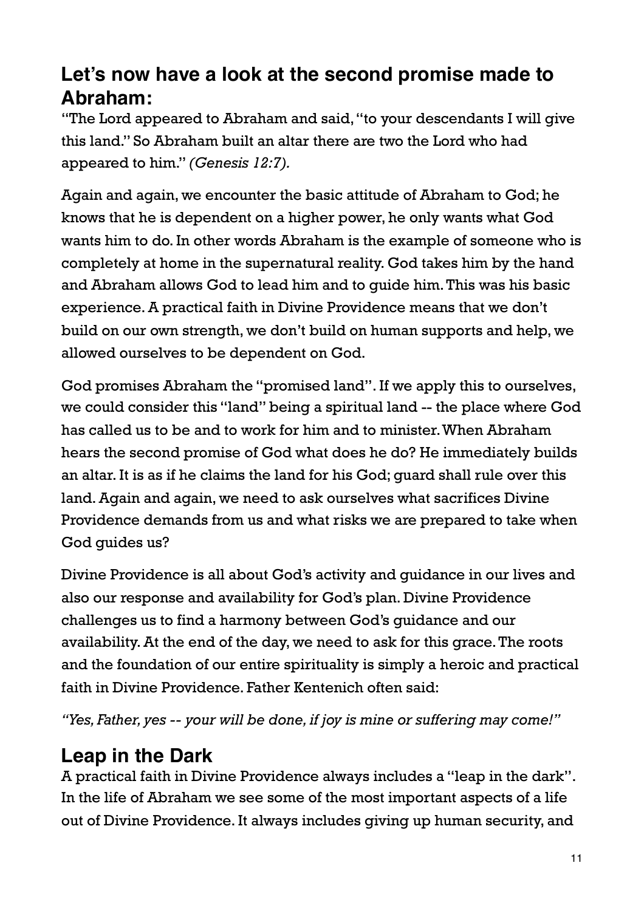## Let's now have a look at the second promise made to Abraham:

"The Lord appeared to Abraham and said, "to your descendants I will give this land." So Abraham built an altar there are two the Lord who had appeared to him." *(Genesis 12:7).*

Again and again, we encounter the basic attitude of Abraham to God; he knows that he is dependent on a higher power, he only wants what God wants him to do. In other words Abraham is the example of someone who is completely at home in the supernatural reality. God takes him by the hand and Abraham allows God to lead him and to guide him. This was his basic experience. A practical faith in Divine Providence means that we don't build on our own strength, we don't build on human supports and help, we allowed ourselves to be dependent on God.

God promises Abraham the "promised land". If we apply this to ourselves, we could consider this "land" being a spiritual land -- the place where God has called us to be and to work for him and to minister. When Abraham hears the second promise of God what does he do? He immediately builds an altar. It is as if he claims the land for his God; guard shall rule over this land. Again and again, we need to ask ourselves what sacrifices Divine Providence demands from us and what risks we are prepared to take when God guides us?

Divine Providence is all about God's activity and guidance in our lives and also our response and availability for God's plan. Divine Providence challenges us to find a harmony between God's guidance and our availability. At the end of the day, we need to ask for this grace. The roots and the foundation of our entire spirituality is simply a heroic and practical faith in Divine Providence. Father Kentenich often said:

*"Yes, Father, yes -- your will be done, if joy is mine or suffering may come!"*

## Leap in the Dark

A practical faith in Divine Providence always includes a "leap in the dark". In the life of Abraham we see some of the most important aspects of a life out of Divine Providence. It always includes giving up human security, and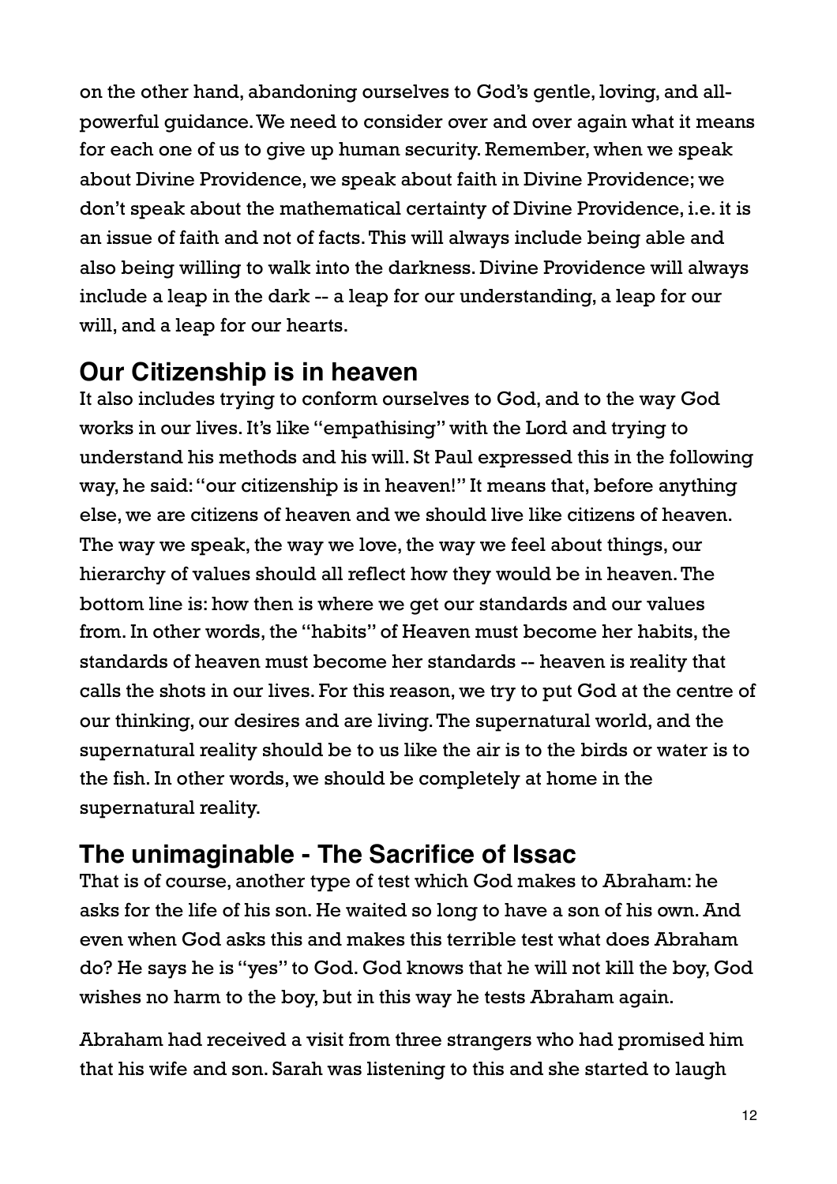on the other hand, abandoning ourselves to God's gentle, loving, and all-powerful guidance. We need to consider over and over again what it means for each one of us to give up human security. Remember, when we speak about Divine Providence, we speak about faith in Divine Providence; we don't speak about the mathematical certainty of Divine Providence, i.e. it is an issue of faith and not of facts. This will always include being able and also being willing to walk into the darkness. Divine Providence will always include a leap in the dark -- a leap for our understanding, a leap for our will, and a leap for our hearts.

## Our Citizenship is in heaven

It also includes trying to conform ourselves to God, and to the way God works in our lives. It's like "empathising" with the Lord and trying to understand his methods and his will. St Paul expressed this in the following way, he said: "our citizenship is in heaven!" It means that, before anything else, we are citizens of heaven and we should live like citizens of heaven. The way we speak, the way we love, the way we feel about things, our hierarchy of values should all reflect how they would be in heaven. The bottom line is: how then is where we get our standards and our values from. In other words, the "habits" of Heaven must become her habits, the standards of heaven must become her standards -- heaven is reality that calls the shots in our lives. For this reason, we try to put God at the centre of our thinking, our desires and are living. The supernatural world, and the supernatural reality should be to us like the air is to the birds or water is to the fish. In other words, we should be completely at home in the supernatural reality.

## The unimaginable - The Sacrifice of Issac

That is of course, another type of test which God makes to Abraham: he asks for the life of his son. He waited so long to have a son of his own. And even when God asks this and makes this terrible test what does Abraham do? He says he is "yes" to God. God knows that he will not kill the boy, God wishes no harm to the boy, but in this way he tests Abraham again.

Abraham had received a visit from three strangers who had promised him that his wife and son. Sarah was listening to this and she started to laugh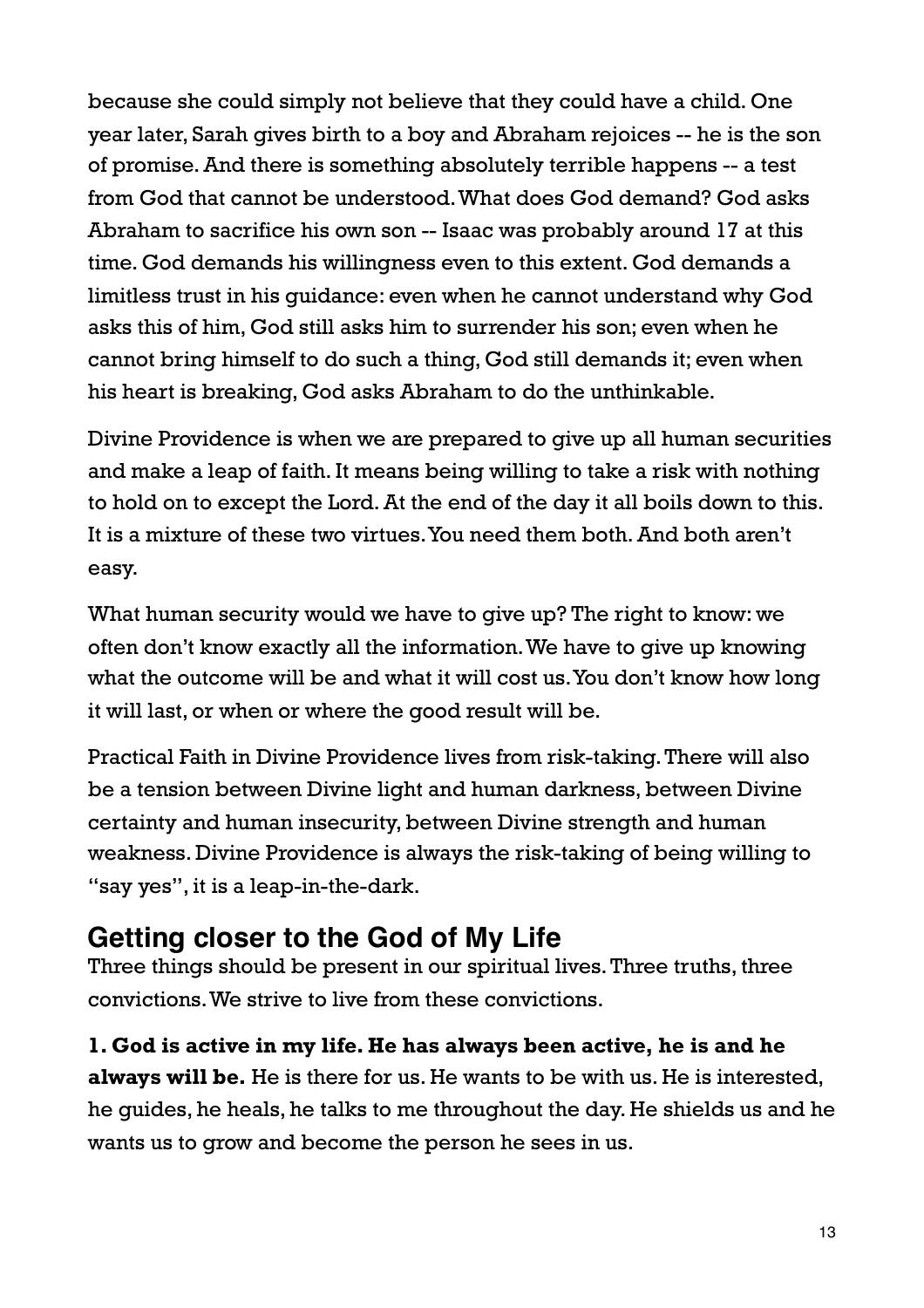because she could simply not believe that they could have a child. One year later, Sarah gives birth to a boy and Abraham rejoices -- he is the son of promise. And there is something absolutely terrible happens -- a test from God that cannot be understood. What does God demand? God asks Abraham to sacrifice his own son -- Isaac was probably around 17 at this time. God demands his willingness even to this extent. God demands a limitless trust in his guidance: even when he cannot understand why God asks this of him, God still asks him to surrender his son; even when he cannot bring himself to do such a thing, God still demands it; even when his heart is breaking, God asks Abraham to do the unthinkable.

Divine Providence is when we are prepared to give up all human securities and make a leap of faith. It means being willing to take a risk with nothing to hold on to except the Lord. At the end of the day it all boils down to this. It is a mixture of these two virtues. You need them both. And both aren't easy.

What human security would we have to give up? The right to know: we often don't know exactly all the information. We have to give up knowing what the outcome will be and what it will cost us. You don't know how long it will last, or when or where the good result will be.

Practical Faith in Divine Providence lives from risk-taking. There will also be a tension between Divine light and human darkness, between Divine certainty and human insecurity, between Divine strength and human weakness. Divine Providence is always the risk-taking of being willing to "say yes", it is a leap-in-the-dark.

## Getting closer to the God of My Life

Three things should be present in our spiritual lives. Three truths, three convictions. We strive to live from these convictions.

**1. God is active in my life. He has always been active, he is and he always will be.** He is there for us. He wants to be with us. He is interested, he guides, he heals, he talks to me throughout the day. He shields us and he wants us to grow and become the person he sees in us.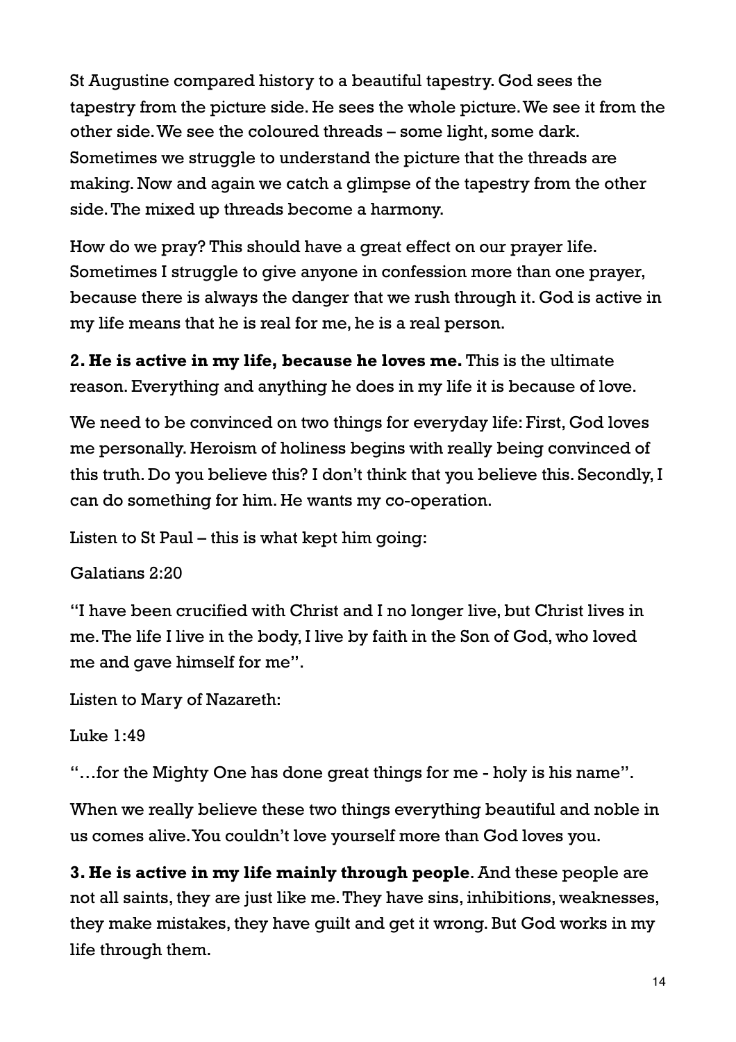St Augustine compared history to a beautiful tapestry. God sees the tapestry from the picture side. He sees the whole picture. We see it from the other side. We see the coloured threads – some light, some dark. Sometimes we struggle to understand the picture that the threads are making. Now and again we catch a glimpse of the tapestry from the other side. The mixed up threads become a harmony.

How do we pray? This should have a great effect on our prayer life. Sometimes I struggle to give anyone in confession more than one prayer, because there is always the danger that we rush through it. God is active in my life means that he is real for me, he is a real person.

**2. He is active in my life, because he loves me.** This is the ultimate reason. Everything and anything he does in my life it is because of love.

We need to be convinced on two things for everyday life: First, God loves me personally. Heroism of holiness begins with really being convinced of this truth. Do you believe this? I don't think that you believe this. Secondly, I can do something for him. He wants my co-operation.

Listen to St Paul – this is what kept him going:

Galatians 2:20

"I have been crucified with Christ and I no longer live, but Christ lives in me. The life I live in the body, I live by faith in the Son of God, who loved me and gave himself for me".

Listen to Mary of Nazareth:

Luke 1:49

"…for the Mighty One has done great things for me - holy is his name".

When we really believe these two things everything beautiful and noble in us comes alive. You couldn't love yourself more than God loves you.

**3. He is active in my life mainly through people**. And these people are not all saints, they are just like me. They have sins, inhibitions, weaknesses, they make mistakes, they have guilt and get it wrong. But God works in my life through them.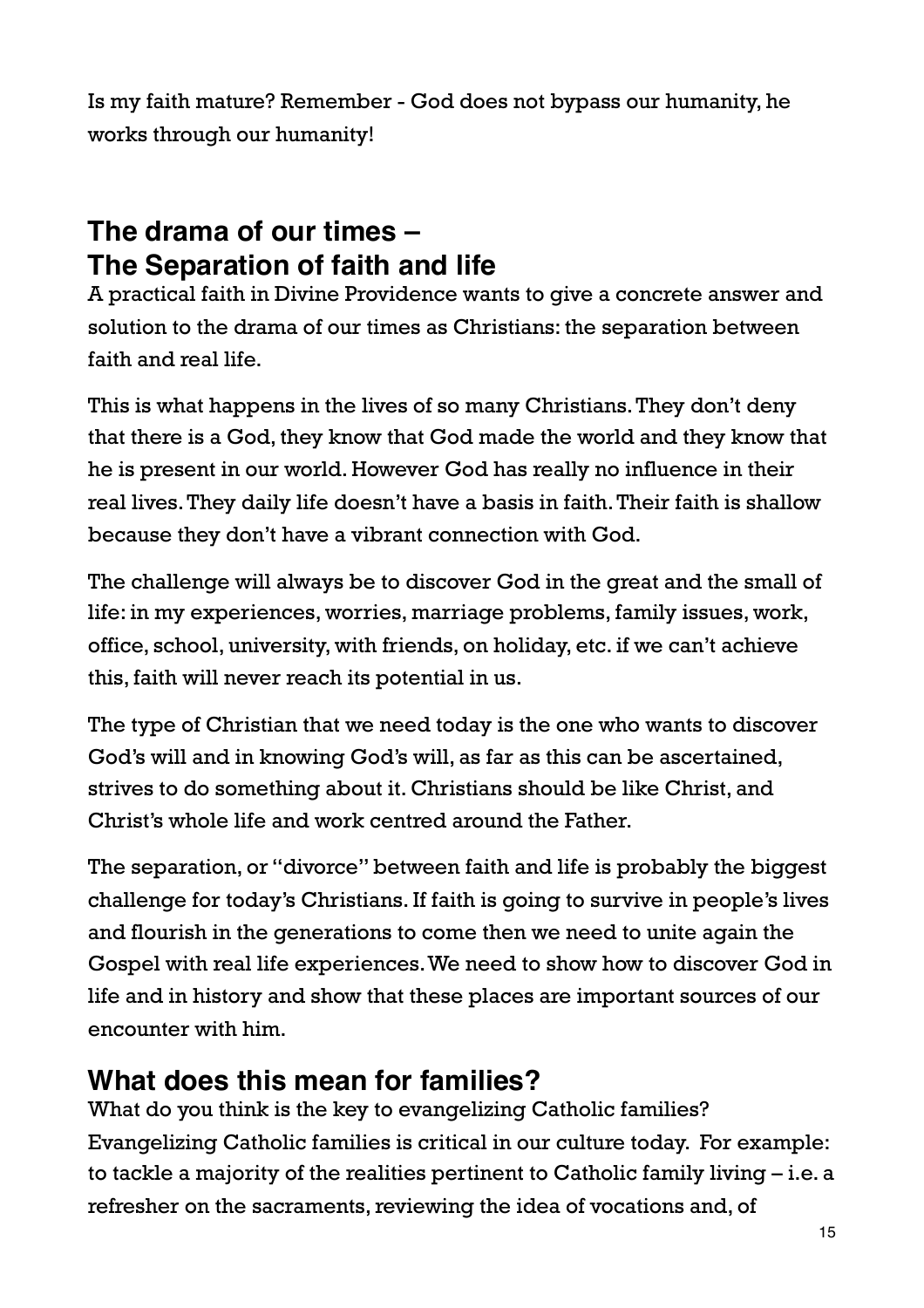Is my faith mature? Remember - God does not bypass our humanity, he works through our humanity!

## The drama of our times – The Separation of faith and life

A practical faith in Divine Providence wants to give a concrete answer and solution to the drama of our times as Christians: the separation between faith and real life.

This is what happens in the lives of so many Christians. They don't deny that there is a God, they know that God made the world and they know that he is present in our world. However God has really no influence in their real lives. They daily life doesn't have a basis in faith. Their faith is shallow because they don't have a vibrant connection with God.

The challenge will always be to discover God in the great and the small of life: in my experiences, worries, marriage problems, family issues, work, office, school, university, with friends, on holiday, etc. if we can't achieve this, faith will never reach its potential in us.

The type of Christian that we need today is the one who wants to discover God's will and in knowing God's will, as far as this can be ascertained, strives to do something about it. Christians should be like Christ, and Christ's whole life and work centred around the Father.

The separation, or "divorce" between faith and life is probably the biggest challenge for today's Christians. If faith is going to survive in people's lives and flourish in the generations to come then we need to unite again the Gospel with real life experiences. We need to show how to discover God in life and in history and show that these places are important sources of our encounter with him.

## What does this mean for families?

What do you think is the key to evangelizing Catholic families?
Evangelizing Catholic families is critical in our culture today. For example: to tackle a majority of the realities pertinent to Catholic family living – i.e. a refresher on the sacraments, reviewing the idea of vocations and, of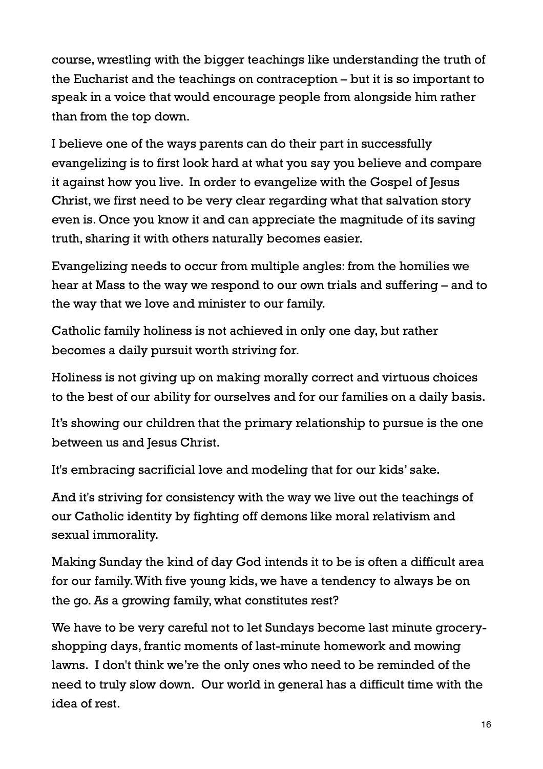course, wrestling with the bigger teachings like understanding the truth of the Eucharist and the teachings on contraception – but it is so important to speak in a voice that would encourage people from alongside him rather than from the top down.

I believe one of the ways parents can do their part in successfully evangelizing is to first look hard at what you say you believe and compare it against how you live. In order to evangelize with the Gospel of Jesus Christ, we first need to be very clear regarding what that salvation story even is. Once you know it and can appreciate the magnitude of its saving truth, sharing it with others naturally becomes easier.

Evangelizing needs to occur from multiple angles: from the homilies we hear at Mass to the way we respond to our own trials and suffering – and to the way that we love and minister to our family.

Catholic family holiness is not achieved in only one day, but rather becomes a daily pursuit worth striving for.

Holiness is not giving up on making morally correct and virtuous choices to the best of our ability for ourselves and for our families on a daily basis.

It's showing our children that the primary relationship to pursue is the one between us and Jesus Christ.

It's embracing sacrificial love and modeling that for our kids' sake.

And it's striving for consistency with the way we live out the teachings of our Catholic identity by fighting off demons like moral relativism and sexual immorality.

Making Sunday the kind of day God intends it to be is often a difficult area for our family. With five young kids, we have a tendency to always be on the go. As a growing family, what constitutes rest?

We have to be very careful not to let Sundays become last minute grocery-shopping days, frantic moments of last-minute homework and mowing lawns. I don't think we're the only ones who need to be reminded of the need to truly slow down. Our world in general has a difficult time with the idea of rest.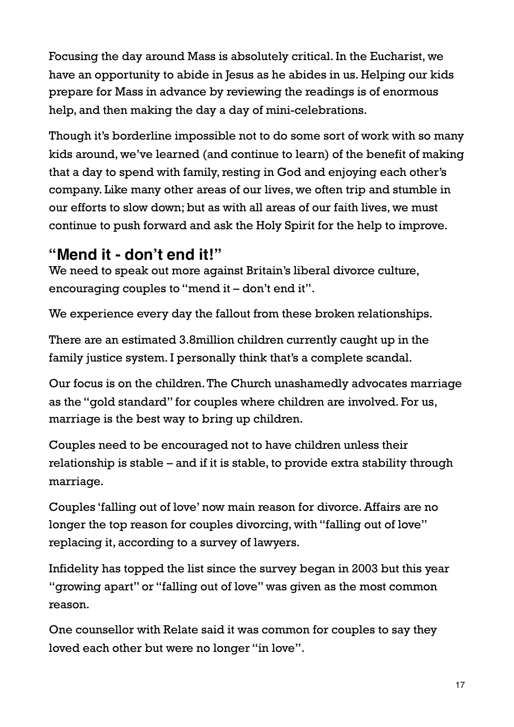Focusing the day around Mass is absolutely critical. In the Eucharist, we have an opportunity to abide in Jesus as he abides in us. Helping our kids prepare for Mass in advance by reviewing the readings is of enormous help, and then making the day a day of mini-celebrations.

Though it's borderline impossible not to do some sort of work with so many kids around, we've learned (and continue to learn) of the benefit of making that a day to spend with family, resting in God and enjoying each other's company. Like many other areas of our lives, we often trip and stumble in our efforts to slow down; but as with all areas of our faith lives, we must continue to push forward and ask the Holy Spirit for the help to improve.

## "Mend it - don't end it!"

We need to speak out more against Britain's liberal divorce culture, encouraging couples to "mend it – don't end it".

We experience every day the fallout from these broken relationships.

There are an estimated 3.8million children currently caught up in the family justice system. I personally think that's a complete scandal.

Our focus is on the children. The Church unashamedly advocates marriage as the "gold standard" for couples where children are involved. For us, marriage is the best way to bring up children.

Couples need to be encouraged not to have children unless their relationship is stable – and if it is stable, to provide extra stability through marriage.

Couples 'falling out of love' now main reason for divorce. Affairs are no longer the top reason for couples divorcing, with "falling out of love" replacing it, according to a survey of lawyers.

Infidelity has topped the list since the survey began in 2003 but this year "growing apart" or "falling out of love" was given as the most common reason.

One counsellor with Relate said it was common for couples to say they loved each other but were no longer "in love".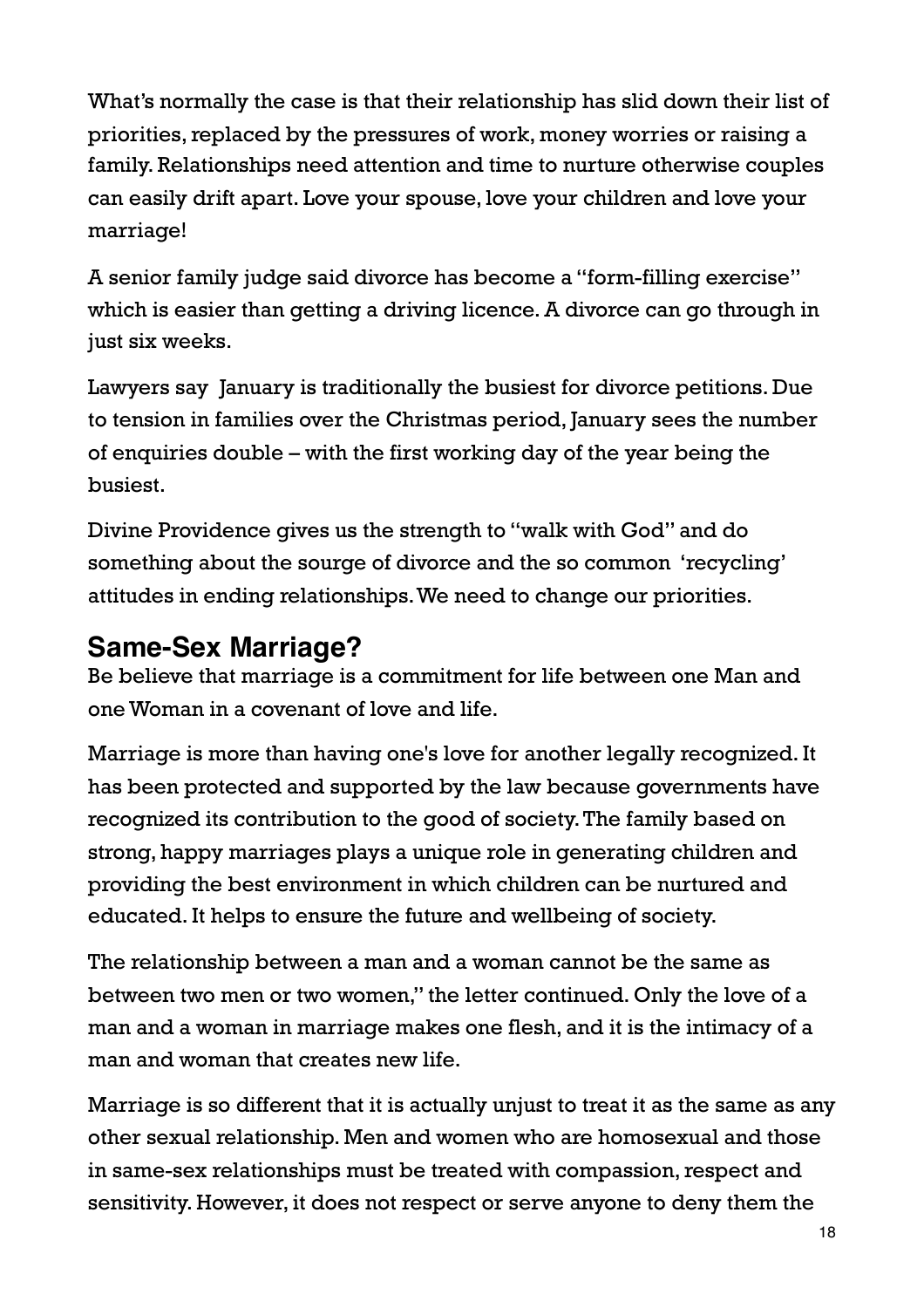What's normally the case is that their relationship has slid down their list of priorities, replaced by the pressures of work, money worries or raising a family. Relationships need attention and time to nurture otherwise couples can easily drift apart. Love your spouse, love your children and love your marriage!

A senior family judge said divorce has become a "form-filling exercise" which is easier than getting a driving licence. A divorce can go through in just six weeks.

Lawyers say January is traditionally the busiest for divorce petitions. Due to tension in families over the Christmas period, January sees the number of enquiries double – with the first working day of the year being the busiest.

Divine Providence gives us the strength to "walk with God" and do something about the sourge of divorce and the so common 'recycling' attitudes in ending relationships. We need to change our priorities.

## Same-Sex Marriage?

Be believe that marriage is a commitment for life between one Man and one Woman in a covenant of love and life.

Marriage is more than having one's love for another legally recognized. It has been protected and supported by the law because governments have recognized its contribution to the good of society. The family based on strong, happy marriages plays a unique role in generating children and providing the best environment in which children can be nurtured and educated. It helps to ensure the future and wellbeing of society.

The relationship between a man and a woman cannot be the same as between two men or two women," the letter continued. Only the love of a man and a woman in marriage makes one flesh, and it is the intimacy of a man and woman that creates new life.

Marriage is so different that it is actually unjust to treat it as the same as any other sexual relationship. Men and women who are homosexual and those in same-sex relationships must be treated with compassion, respect and sensitivity. However, it does not respect or serve anyone to deny them the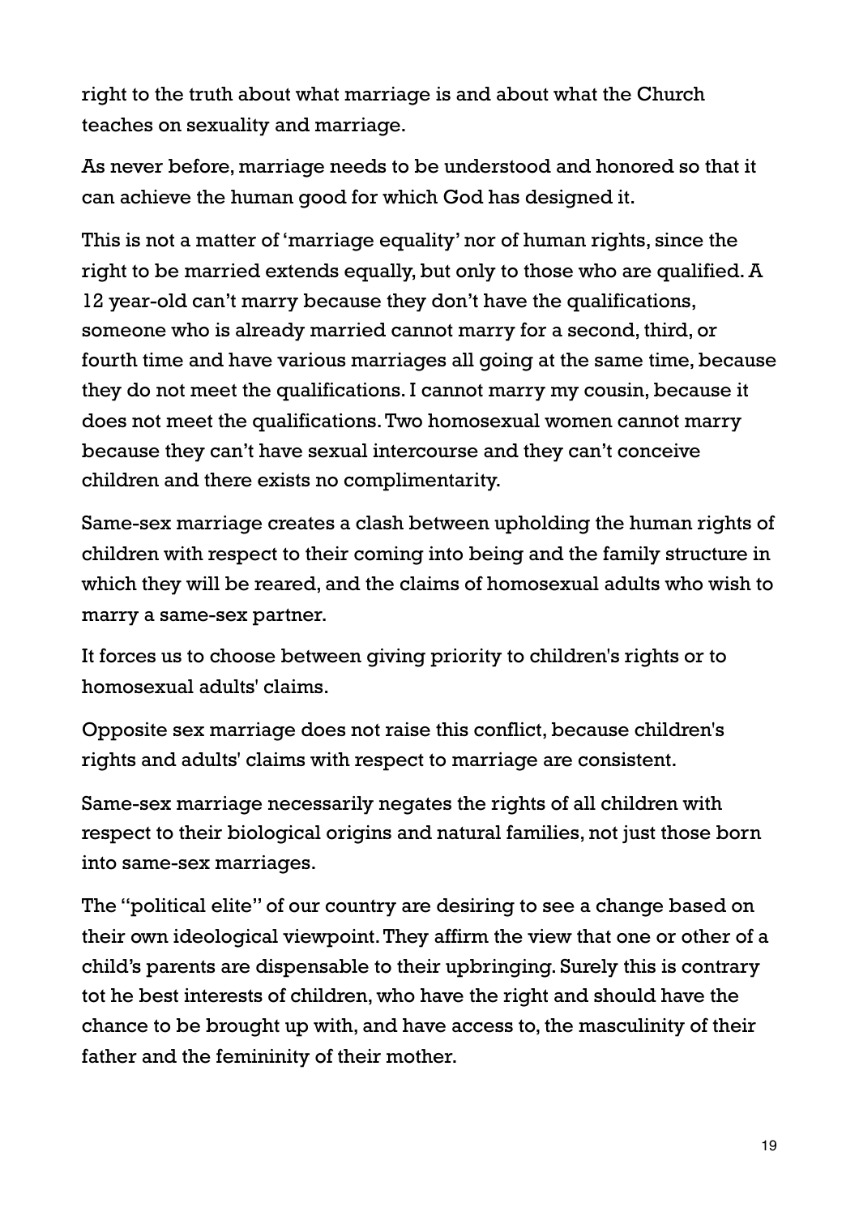right to the truth about what marriage is and about what the Church teaches on sexuality and marriage.

As never before, marriage needs to be understood and honored so that it can achieve the human good for which God has designed it.

This is not a matter of 'marriage equality' nor of human rights, since the right to be married extends equally, but only to those who are qualified. A 12 year-old can't marry because they don't have the qualifications, someone who is already married cannot marry for a second, third, or fourth time and have various marriages all going at the same time, because they do not meet the qualifications. I cannot marry my cousin, because it does not meet the qualifications. Two homosexual women cannot marry because they can't have sexual intercourse and they can't conceive children and there exists no complimentarity.

Same-sex marriage creates a clash between upholding the human rights of children with respect to their coming into being and the family structure in which they will be reared, and the claims of homosexual adults who wish to marry a same-sex partner.

It forces us to choose between giving priority to children's rights or to homosexual adults' claims.

Opposite sex marriage does not raise this conflict, because children's rights and adults' claims with respect to marriage are consistent.

Same-sex marriage necessarily negates the rights of all children with respect to their biological origins and natural families, not just those born into same-sex marriages.

The "political elite" of our country are desiring to see a change based on their own ideological viewpoint. They affirm the view that one or other of a child's parents are dispensable to their upbringing. Surely this is contrary tot he best interests of children, who have the right and should have the chance to be brought up with, and have access to, the masculinity of their father and the femininity of their mother.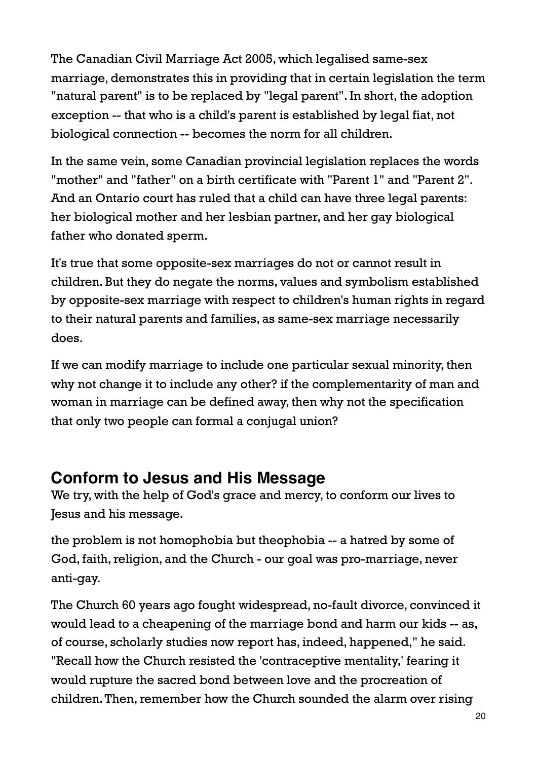The Canadian Civil Marriage Act 2005, which legalised same-sex marriage, demonstrates this in providing that in certain legislation the term "natural parent" is to be replaced by "legal parent". In short, the adoption exception -- that who is a child's parent is established by legal fiat, not biological connection -- becomes the norm for all children.

In the same vein, some Canadian provincial legislation replaces the words "mother" and "father" on a birth certificate with "Parent 1" and "Parent 2". And an Ontario court has ruled that a child can have three legal parents: her biological mother and her lesbian partner, and her gay biological father who donated sperm.

It's true that some opposite-sex marriages do not or cannot result in children. But they do negate the norms, values and symbolism established by opposite-sex marriage with respect to children's human rights in regard to their natural parents and families, as same-sex marriage necessarily does.

If we can modify marriage to include one particular sexual minority, then why not change it to include any other? if the complementarity of man and woman in marriage can be defined away, then why not the specification that only two people can formal a conjugal union?

## Conform to Jesus and His Message

We try, with the help of God's grace and mercy, to conform our lives to Jesus and his message.

the problem is not homophobia but theophobia -- a hatred by some of God, faith, religion, and the Church - our goal was pro-marriage, never anti-gay.

The Church 60 years ago fought widespread, no-fault divorce, convinced it would lead to a cheapening of the marriage bond and harm our kids -- as, of course, scholarly studies now report has, indeed, happened," he said. "Recall how the Church resisted the 'contraceptive mentality,' fearing it would rupture the sacred bond between love and the procreation of children. Then, remember how the Church sounded the alarm over rising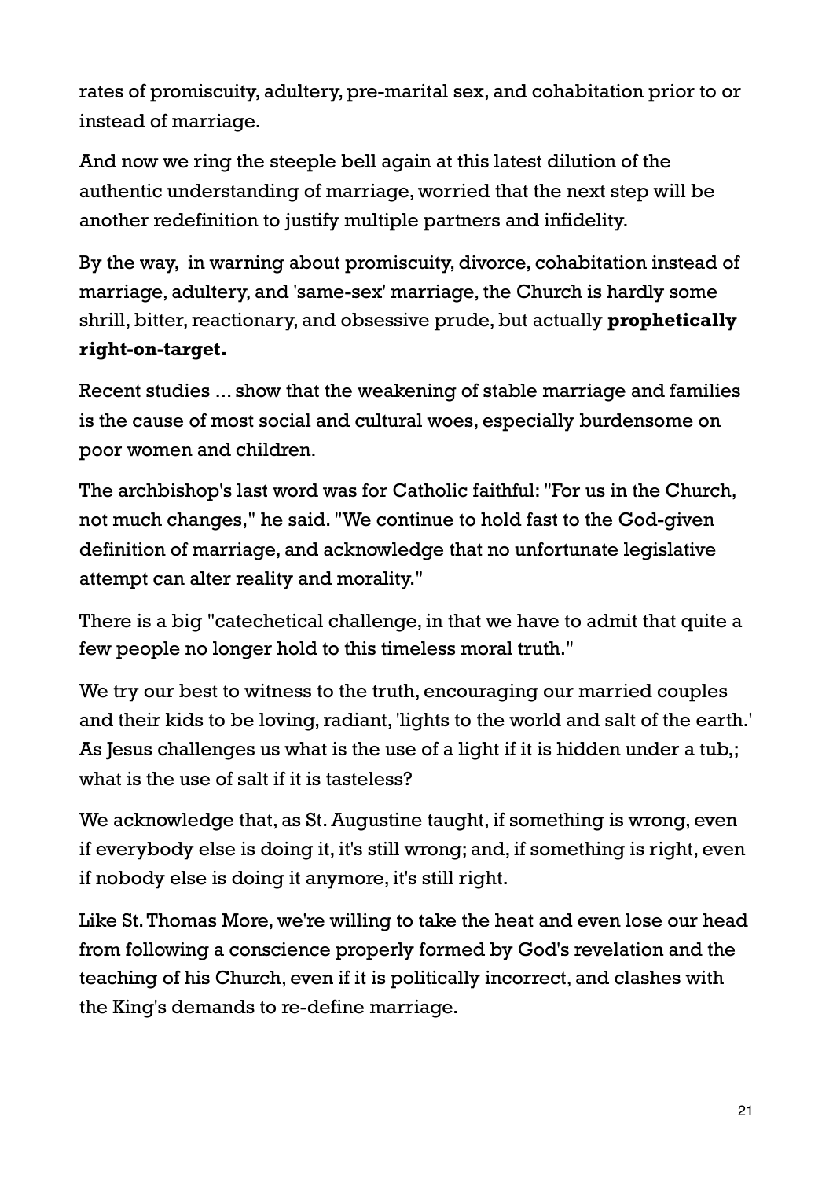rates of promiscuity, adultery, pre-marital sex, and cohabitation prior to or instead of marriage.

And now we ring the steeple bell again at this latest dilution of the authentic understanding of marriage, worried that the next step will be another redefinition to justify multiple partners and infidelity.

By the way, in warning about promiscuity, divorce, cohabitation instead of marriage, adultery, and 'same-sex' marriage, the Church is hardly some shrill, bitter, reactionary, and obsessive prude, but actually **prophetically right-on-target.**

Recent studies ... show that the weakening of stable marriage and families is the cause of most social and cultural woes, especially burdensome on poor women and children.

The archbishop's last word was for Catholic faithful: "For us in the Church, not much changes," he said. "We continue to hold fast to the God-given definition of marriage, and acknowledge that no unfortunate legislative attempt can alter reality and morality."

There is a big "catechetical challenge, in that we have to admit that quite a few people no longer hold to this timeless moral truth."

We try our best to witness to the truth, encouraging our married couples and their kids to be loving, radiant, 'lights to the world and salt of the earth.' As Jesus challenges us what is the use of a light if it is hidden under a tub,; what is the use of salt if it is tasteless?

We acknowledge that, as St. Augustine taught, if something is wrong, even if everybody else is doing it, it's still wrong; and, if something is right, even if nobody else is doing it anymore, it's still right.

Like St. Thomas More, we're willing to take the heat and even lose our head from following a conscience properly formed by God's revelation and the teaching of his Church, even if it is politically incorrect, and clashes with the King's demands to re-define marriage.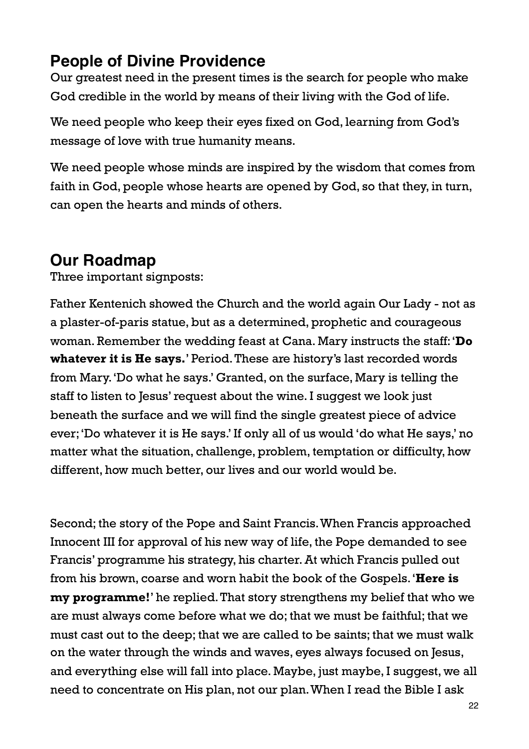## People of Divine Providence

Our greatest need in the present times is the search for people who make God credible in the world by means of their living with the God of life.

We need people who keep their eyes fixed on God, learning from God's message of love with true humanity means.

We need people whose minds are inspired by the wisdom that comes from faith in God, people whose hearts are opened by God, so that they, in turn, can open the hearts and minds of others.

## Our Roadmap

Three important signposts:

Father Kentenich showed the Church and the world again Our Lady - not as a plaster-of-paris statue, but as a determined, prophetic and courageous woman. Remember the wedding feast at Cana. Mary instructs the staff: '**Do whatever it is He says.**' Period. These are history's last recorded words from Mary. 'Do what he says.' Granted, on the surface, Mary is telling the staff to listen to Jesus' request about the wine. I suggest we look just beneath the surface and we will find the single greatest piece of advice ever; 'Do whatever it is He says.' If only all of us would 'do what He says,' no matter what the situation, challenge, problem, temptation or difficulty, how different, how much better, our lives and our world would be.

Second; the story of the Pope and Saint Francis. When Francis approached Innocent III for approval of his new way of life, the Pope demanded to see Francis' programme his strategy, his charter. At which Francis pulled out from his brown, coarse and worn habit the book of the Gospels. '**Here is my programme!**' he replied. That story strengthens my belief that who we are must always come before what we do; that we must be faithful; that we must cast out to the deep; that we are called to be saints; that we must walk on the water through the winds and waves, eyes always focused on Jesus, and everything else will fall into place. Maybe, just maybe, I suggest, we all need to concentrate on His plan, not our plan. When I read the Bible I ask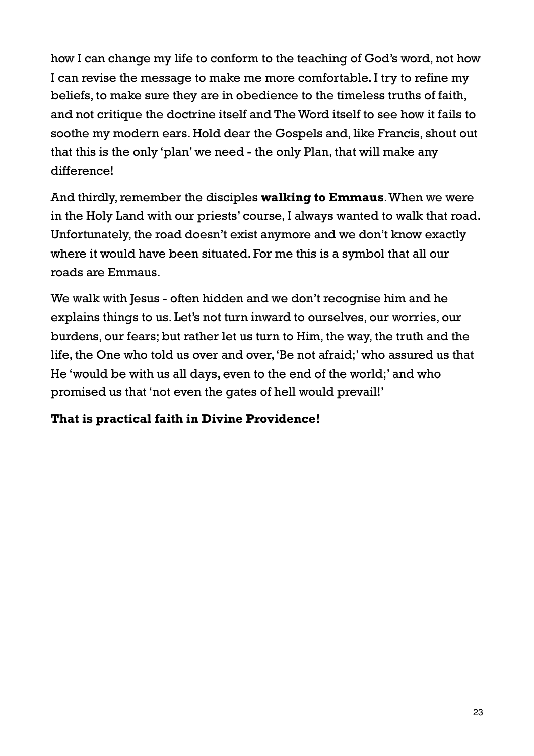how I can change my life to conform to the teaching of God's word, not how I can revise the message to make me more comfortable. I try to refine my beliefs, to make sure they are in obedience to the timeless truths of faith, and not critique the doctrine itself and The Word itself to see how it fails to soothe my modern ears. Hold dear the Gospels and, like Francis, shout out that this is the only 'plan' we need - the only Plan, that will make any difference!

And thirdly, remember the disciples **walking to Emmaus**. When we were in the Holy Land with our priests' course, I always wanted to walk that road. Unfortunately, the road doesn't exist anymore and we don't know exactly where it would have been situated. For me this is a symbol that all our roads are Emmaus.

We walk with Jesus - often hidden and we don't recognise him and he explains things to us. Let's not turn inward to ourselves, our worries, our burdens, our fears; but rather let us turn to Him, the way, the truth and the life, the One who told us over and over, 'Be not afraid;' who assured us that He 'would be with us all days, even to the end of the world;' and who promised us that 'not even the gates of hell would prevail!'

**That is practical faith in Divine Providence!**